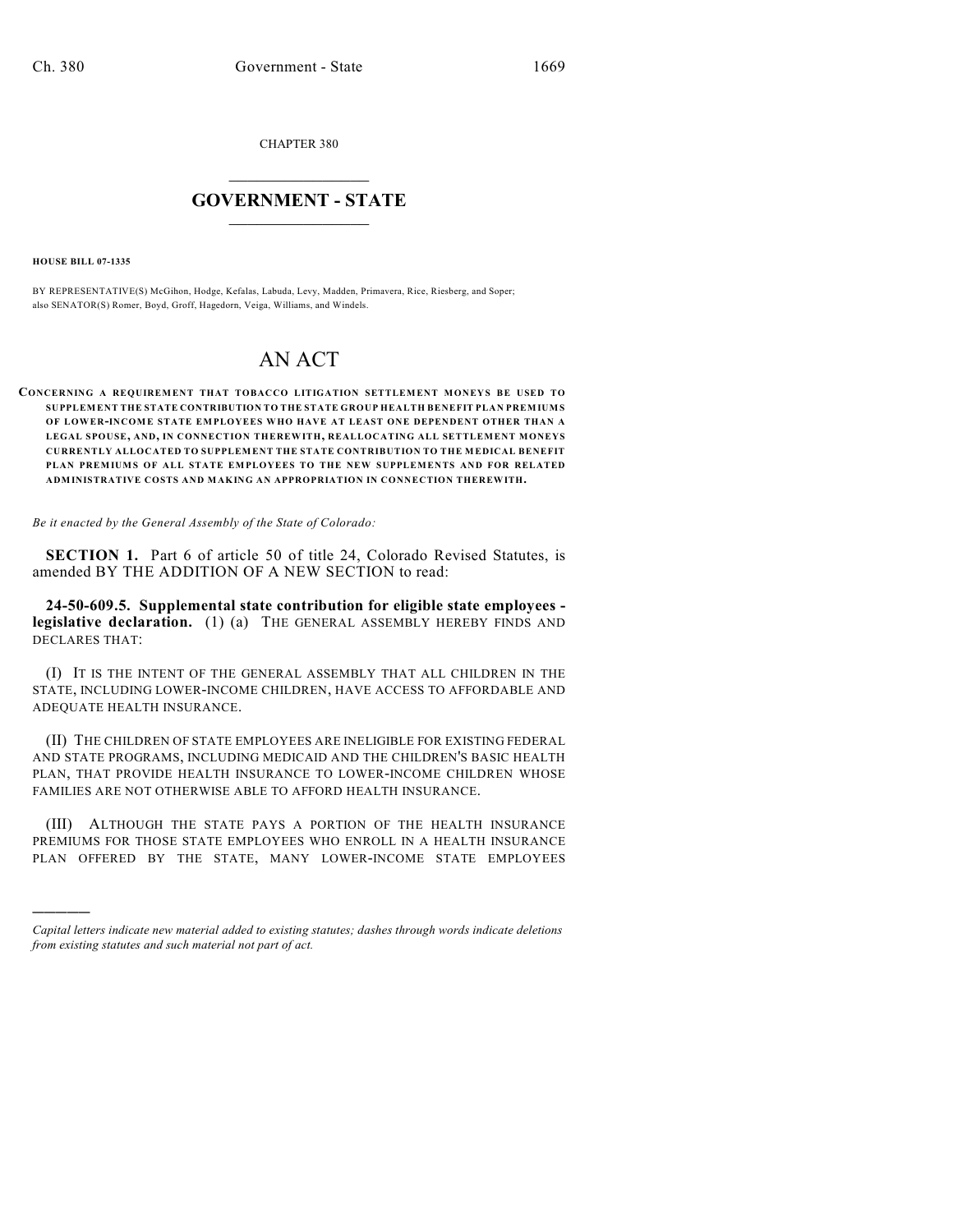CHAPTER 380

# GOVERNMENT - STATE

**HOUSE BILL 07-1335**

BY REPRESENTATIVE(S) McGihon, Hodge, Kefalas, Labuda, Levy, Madden, Primavera, Rice, Riesberg, and Soper; also SENATOR(S) Romer, Boyd, Groff, Hagedorn, Veiga, Williams, and Windels.

# AN ACT

**CONCERNING A REQUIREMENT THAT TOBACCO LITIGATION SETTLEMENT MONEYS BE USED TO SUPPLEMENT THE STATE CONTRIBUTION TO THE STATE GROUP HEALTH BENEFIT PLAN PREMIUMS OF LOWER-INCOME STATE EMPLOYEES WHO HAVE AT LEAST ONE DEPENDENT OTHER THAN A LEGAL SPOUSE, AND, IN CONNECTION THEREWITH, REALLOCATING ALL SETTLEMENT MONEYS CURRENTLY ALLOCATED TO SUPPLEMENT THE STATE CONTRIBUTION TO THE MEDICAL BENEFIT PLAN PREMIUMS OF ALL STATE EMPLOYEES TO THE NEW SUPPLEMENTS AND FOR RELATED ADMINISTRATIVE COSTS AND MAKING AN APPROPRIATION IN CONNECTION THEREWITH.**

*Be it enacted by the General Assembly of the State of Colorado:*

**SECTION 1.** Part 6 of article 50 of title 24, Colorado Revised Statutes, is amended BY THE ADDITION OF A NEW SECTION to read:

**24-50-609.5. Supplemental state contribution for eligible state employees - legislative declaration.** (1) (a) THE GENERAL ASSEMBLY HEREBY FINDS AND DECLARES THAT:

(I) IT IS THE INTENT OF THE GENERAL ASSEMBLY THAT ALL CHILDREN IN THE STATE, INCLUDING LOWER-INCOME CHILDREN, HAVE ACCESS TO AFFORDABLE AND ADEQUATE HEALTH INSURANCE.

(II) THE CHILDREN OF STATE EMPLOYEES ARE INELIGIBLE FOR EXISTING FEDERAL AND STATE PROGRAMS, INCLUDING MEDICAID AND THE CHILDREN'S BASIC HEALTH PLAN, THAT PROVIDE HEALTH INSURANCE TO LOWER-INCOME CHILDREN WHOSE FAMILIES ARE NOT OTHERWISE ABLE TO AFFORD HEALTH INSURANCE.

(III) ALTHOUGH THE STATE PAYS A PORTION OF THE HEALTH INSURANCE PREMIUMS FOR THOSE STATE EMPLOYEES WHO ENROLL IN A HEALTH INSURANCE PLAN OFFERED BY THE STATE, MANY LOWER-INCOME STATE EMPLOYEES

*Capital letters indicate new material added to existing statutes; dashes through words indicate deletions from existing statutes and such material not part of act.*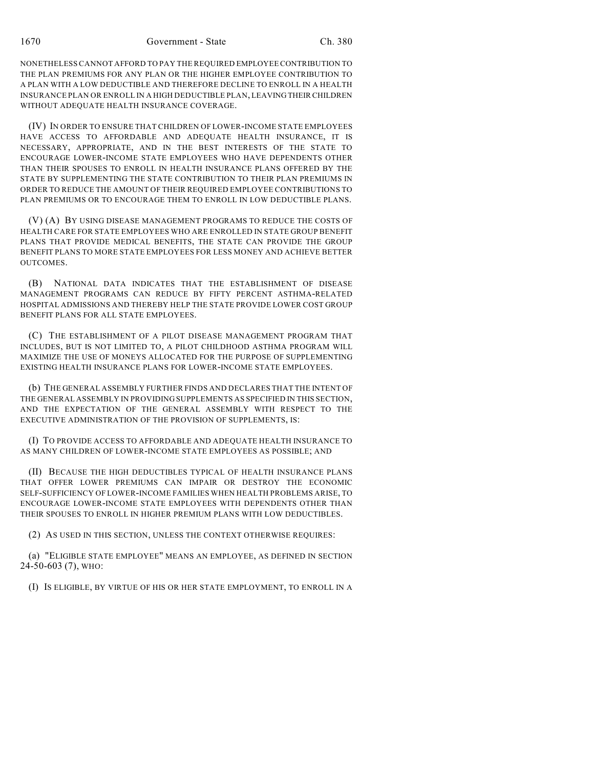NONETHELESS CANNOT AFFORD TO PAY THE REQUIRED EMPLOYEE CONTRIBUTION TO THE PLAN PREMIUMS FOR ANY PLAN OR THE HIGHER EMPLOYEE CONTRIBUTION TO A PLAN WITH A LOW DEDUCTIBLE AND THEREFORE DECLINE TO ENROLL IN A HEALTH INSURANCE PLAN OR ENROLL IN A HIGH DEDUCTIBLE PLAN, LEAVING THEIR CHILDREN WITHOUT ADEQUATE HEALTH INSURANCE COVERAGE.

(IV) IN ORDER TO ENSURE THAT CHILDREN OF LOWER-INCOME STATE EMPLOYEES HAVE ACCESS TO AFFORDABLE AND ADEQUATE HEALTH INSURANCE, IT IS NECESSARY, APPROPRIATE, AND IN THE BEST INTERESTS OF THE STATE TO ENCOURAGE LOWER-INCOME STATE EMPLOYEES WHO HAVE DEPENDENTS OTHER THAN THEIR SPOUSES TO ENROLL IN HEALTH INSURANCE PLANS OFFERED BY THE STATE BY SUPPLEMENTING THE STATE CONTRIBUTION TO THEIR PLAN PREMIUMS IN ORDER TO REDUCE THE AMOUNT OF THEIR REQUIRED EMPLOYEE CONTRIBUTIONS TO PLAN PREMIUMS OR TO ENCOURAGE THEM TO ENROLL IN LOW DEDUCTIBLE PLANS.

(V) (A) BY USING DISEASE MANAGEMENT PROGRAMS TO REDUCE THE COSTS OF HEALTH CARE FOR STATE EMPLOYEES WHO ARE ENROLLED IN STATE GROUP BENEFIT PLANS THAT PROVIDE MEDICAL BENEFITS, THE STATE CAN PROVIDE THE GROUP BENEFIT PLANS TO MORE STATE EMPLOYEES FOR LESS MONEY AND ACHIEVE BETTER OUTCOMES.

(B) NATIONAL DATA INDICATES THAT THE ESTABLISHMENT OF DISEASE MANAGEMENT PROGRAMS CAN REDUCE BY FIFTY PERCENT ASTHMA-RELATED HOSPITAL ADMISSIONS AND THEREBY HELP THE STATE PROVIDE LOWER COST GROUP BENEFIT PLANS FOR ALL STATE EMPLOYEES.

(C) THE ESTABLISHMENT OF A PILOT DISEASE MANAGEMENT PROGRAM THAT INCLUDES, BUT IS NOT LIMITED TO, A PILOT CHILDHOOD ASTHMA PROGRAM WILL MAXIMIZE THE USE OF MONEYS ALLOCATED FOR THE PURPOSE OF SUPPLEMENTING EXISTING HEALTH INSURANCE PLANS FOR LOWER-INCOME STATE EMPLOYEES.

(b) THE GENERAL ASSEMBLY FURTHER FINDS AND DECLARES THAT THE INTENT OF THE GENERAL ASSEMBLY IN PROVIDING SUPPLEMENTS AS SPECIFIED IN THIS SECTION, AND THE EXPECTATION OF THE GENERAL ASSEMBLY WITH RESPECT TO THE EXECUTIVE ADMINISTRATION OF THE PROVISION OF SUPPLEMENTS, IS:

(I) TO PROVIDE ACCESS TO AFFORDABLE AND ADEQUATE HEALTH INSURANCE TO AS MANY CHILDREN OF LOWER-INCOME STATE EMPLOYEES AS POSSIBLE; AND

(II) BECAUSE THE HIGH DEDUCTIBLES TYPICAL OF HEALTH INSURANCE PLANS THAT OFFER LOWER PREMIUMS CAN IMPAIR OR DESTROY THE ECONOMIC SELF-SUFFICIENCY OF LOWER-INCOME FAMILIES WHEN HEALTH PROBLEMS ARISE, TO ENCOURAGE LOWER-INCOME STATE EMPLOYEES WITH DEPENDENTS OTHER THAN THEIR SPOUSES TO ENROLL IN HIGHER PREMIUM PLANS WITH LOW DEDUCTIBLES.

(2) AS USED IN THIS SECTION, UNLESS THE CONTEXT OTHERWISE REQUIRES:

(a) "ELIGIBLE STATE EMPLOYEE" MEANS AN EMPLOYEE, AS DEFINED IN SECTION 24-50-603 (7), WHO:

(I) IS ELIGIBLE, BY VIRTUE OF HIS OR HER STATE EMPLOYMENT, TO ENROLL IN A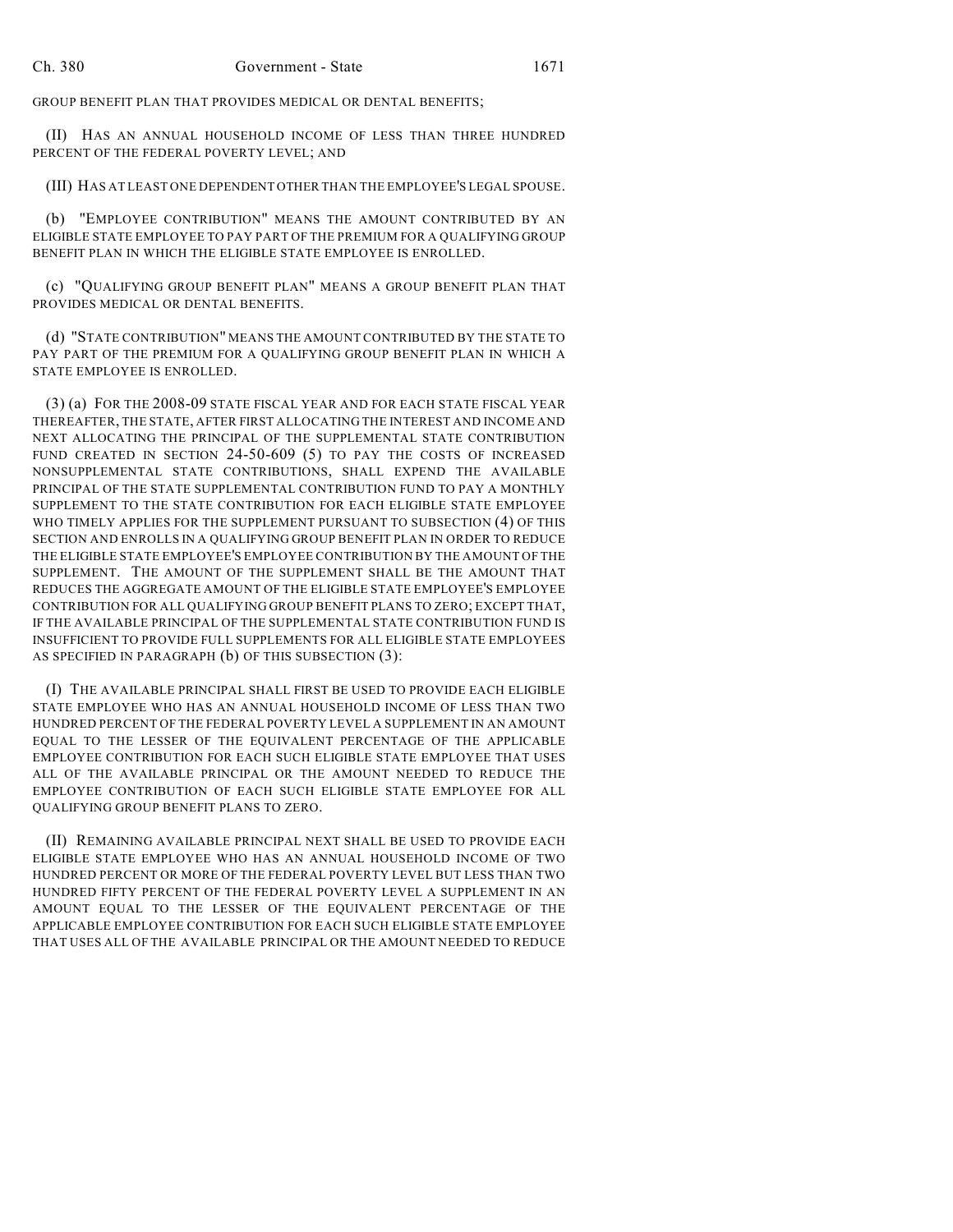GROUP BENEFIT PLAN THAT PROVIDES MEDICAL OR DENTAL BENEFITS;

(II) HAS AN ANNUAL HOUSEHOLD INCOME OF LESS THAN THREE HUNDRED PERCENT OF THE FEDERAL POVERTY LEVEL; AND

(III) HAS AT LEAST ONE DEPENDENT OTHER THAN THE EMPLOYEE'S LEGAL SPOUSE.

(b) "EMPLOYEE CONTRIBUTION" MEANS THE AMOUNT CONTRIBUTED BY AN ELIGIBLE STATE EMPLOYEE TO PAY PART OF THE PREMIUM FOR A QUALIFYING GROUP BENEFIT PLAN IN WHICH THE ELIGIBLE STATE EMPLOYEE IS ENROLLED.

(c) "QUALIFYING GROUP BENEFIT PLAN" MEANS A GROUP BENEFIT PLAN THAT PROVIDES MEDICAL OR DENTAL BENEFITS.

(d) "STATE CONTRIBUTION" MEANS THE AMOUNT CONTRIBUTED BY THE STATE TO PAY PART OF THE PREMIUM FOR A QUALIFYING GROUP BENEFIT PLAN IN WHICH A STATE EMPLOYEE IS ENROLLED.

(3) (a) FOR THE 2008-09 STATE FISCAL YEAR AND FOR EACH STATE FISCAL YEAR THEREAFTER, THE STATE, AFTER FIRST ALLOCATING THE INTEREST AND INCOME AND NEXT ALLOCATING THE PRINCIPAL OF THE SUPPLEMENTAL STATE CONTRIBUTION FUND CREATED IN SECTION 24-50-609 (5) TO PAY THE COSTS OF INCREASED NONSUPPLEMENTAL STATE CONTRIBUTIONS, SHALL EXPEND THE AVAILABLE PRINCIPAL OF THE STATE SUPPLEMENTAL CONTRIBUTION FUND TO PAY A MONTHLY SUPPLEMENT TO THE STATE CONTRIBUTION FOR EACH ELIGIBLE STATE EMPLOYEE WHO TIMELY APPLIES FOR THE SUPPLEMENT PURSUANT TO SUBSECTION (4) OF THIS SECTION AND ENROLLS IN A QUALIFYING GROUP BENEFIT PLAN IN ORDER TO REDUCE THE ELIGIBLE STATE EMPLOYEE'S EMPLOYEE CONTRIBUTION BY THE AMOUNT OF THE SUPPLEMENT. THE AMOUNT OF THE SUPPLEMENT SHALL BE THE AMOUNT THAT REDUCES THE AGGREGATE AMOUNT OF THE ELIGIBLE STATE EMPLOYEE'S EMPLOYEE CONTRIBUTION FOR ALL QUALIFYING GROUP BENEFIT PLANS TO ZERO; EXCEPT THAT, IF THE AVAILABLE PRINCIPAL OF THE SUPPLEMENTAL STATE CONTRIBUTION FUND IS INSUFFICIENT TO PROVIDE FULL SUPPLEMENTS FOR ALL ELIGIBLE STATE EMPLOYEES AS SPECIFIED IN PARAGRAPH (b) OF THIS SUBSECTION (3):

(I) THE AVAILABLE PRINCIPAL SHALL FIRST BE USED TO PROVIDE EACH ELIGIBLE STATE EMPLOYEE WHO HAS AN ANNUAL HOUSEHOLD INCOME OF LESS THAN TWO HUNDRED PERCENT OF THE FEDERAL POVERTY LEVEL A SUPPLEMENT IN AN AMOUNT EQUAL TO THE LESSER OF THE EQUIVALENT PERCENTAGE OF THE APPLICABLE EMPLOYEE CONTRIBUTION FOR EACH SUCH ELIGIBLE STATE EMPLOYEE THAT USES ALL OF THE AVAILABLE PRINCIPAL OR THE AMOUNT NEEDED TO REDUCE THE EMPLOYEE CONTRIBUTION OF EACH SUCH ELIGIBLE STATE EMPLOYEE FOR ALL QUALIFYING GROUP BENEFIT PLANS TO ZERO.

(II) REMAINING AVAILABLE PRINCIPAL NEXT SHALL BE USED TO PROVIDE EACH ELIGIBLE STATE EMPLOYEE WHO HAS AN ANNUAL HOUSEHOLD INCOME OF TWO HUNDRED PERCENT OR MORE OF THE FEDERAL POVERTY LEVEL BUT LESS THAN TWO HUNDRED FIFTY PERCENT OF THE FEDERAL POVERTY LEVEL A SUPPLEMENT IN AN AMOUNT EQUAL TO THE LESSER OF THE EQUIVALENT PERCENTAGE OF THE APPLICABLE EMPLOYEE CONTRIBUTION FOR EACH SUCH ELIGIBLE STATE EMPLOYEE THAT USES ALL OF THE AVAILABLE PRINCIPAL OR THE AMOUNT NEEDED TO REDUCE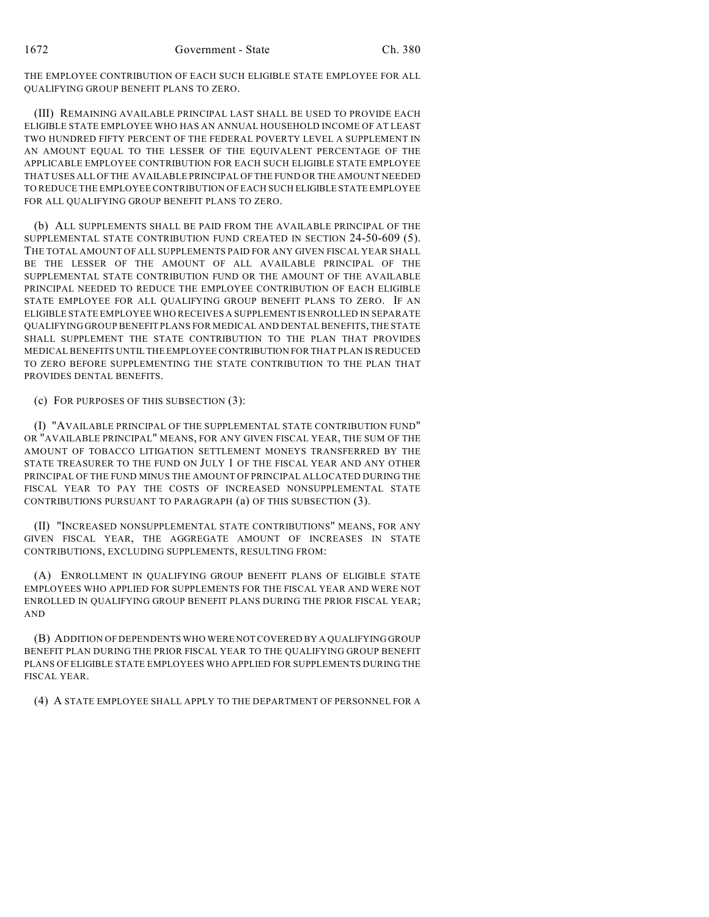THE EMPLOYEE CONTRIBUTION OF EACH SUCH ELIGIBLE STATE EMPLOYEE FOR ALL QUALIFYING GROUP BENEFIT PLANS TO ZERO.

(III) REMAINING AVAILABLE PRINCIPAL LAST SHALL BE USED TO PROVIDE EACH ELIGIBLE STATE EMPLOYEE WHO HAS AN ANNUAL HOUSEHOLD INCOME OF AT LEAST TWO HUNDRED FIFTY PERCENT OF THE FEDERAL POVERTY LEVEL A SUPPLEMENT IN AN AMOUNT EQUAL TO THE LESSER OF THE EQUIVALENT PERCENTAGE OF THE APPLICABLE EMPLOYEE CONTRIBUTION FOR EACH SUCH ELIGIBLE STATE EMPLOYEE THAT USES ALL OF THE AVAILABLE PRINCIPAL OF THE FUND OR THE AMOUNT NEEDED TO REDUCE THE EMPLOYEE CONTRIBUTION OF EACH SUCH ELIGIBLE STATE EMPLOYEE FOR ALL QUALIFYING GROUP BENEFIT PLANS TO ZERO.

(b) ALL SUPPLEMENTS SHALL BE PAID FROM THE AVAILABLE PRINCIPAL OF THE SUPPLEMENTAL STATE CONTRIBUTION FUND CREATED IN SECTION 24-50-609 (5). THE TOTAL AMOUNT OF ALL SUPPLEMENTS PAID FOR ANY GIVEN FISCAL YEAR SHALL BE THE LESSER OF THE AMOUNT OF ALL AVAILABLE PRINCIPAL OF THE SUPPLEMENTAL STATE CONTRIBUTION FUND OR THE AMOUNT OF THE AVAILABLE PRINCIPAL NEEDED TO REDUCE THE EMPLOYEE CONTRIBUTION OF EACH ELIGIBLE STATE EMPLOYEE FOR ALL QUALIFYING GROUP BENEFIT PLANS TO ZERO. IF AN ELIGIBLE STATE EMPLOYEE WHO RECEIVES A SUPPLEMENT IS ENROLLED IN SEPARATE QUALIFYING GROUP BENEFIT PLANS FOR MEDICAL AND DENTAL BENEFITS, THE STATE SHALL SUPPLEMENT THE STATE CONTRIBUTION TO THE PLAN THAT PROVIDES MEDICAL BENEFITS UNTIL THE EMPLOYEE CONTRIBUTION FOR THAT PLAN IS REDUCED TO ZERO BEFORE SUPPLEMENTING THE STATE CONTRIBUTION TO THE PLAN THAT PROVIDES DENTAL BENEFITS.

(c) FOR PURPOSES OF THIS SUBSECTION (3):

(I) "AVAILABLE PRINCIPAL OF THE SUPPLEMENTAL STATE CONTRIBUTION FUND" OR "AVAILABLE PRINCIPAL" MEANS, FOR ANY GIVEN FISCAL YEAR, THE SUM OF THE AMOUNT OF TOBACCO LITIGATION SETTLEMENT MONEYS TRANSFERRED BY THE STATE TREASURER TO THE FUND ON JULY 1 OF THE FISCAL YEAR AND ANY OTHER PRINCIPAL OF THE FUND MINUS THE AMOUNT OF PRINCIPAL ALLOCATED DURING THE FISCAL YEAR TO PAY THE COSTS OF INCREASED NONSUPPLEMENTAL STATE CONTRIBUTIONS PURSUANT TO PARAGRAPH (a) OF THIS SUBSECTION (3).

(II) "INCREASED NONSUPPLEMENTAL STATE CONTRIBUTIONS" MEANS, FOR ANY GIVEN FISCAL YEAR, THE AGGREGATE AMOUNT OF INCREASES IN STATE CONTRIBUTIONS, EXCLUDING SUPPLEMENTS, RESULTING FROM:

(A) ENROLLMENT IN QUALIFYING GROUP BENEFIT PLANS OF ELIGIBLE STATE EMPLOYEES WHO APPLIED FOR SUPPLEMENTS FOR THE FISCAL YEAR AND WERE NOT ENROLLED IN QUALIFYING GROUP BENEFIT PLANS DURING THE PRIOR FISCAL YEAR; AND

(B) ADDITION OF DEPENDENTS WHO WERE NOT COVERED BY A QUALIFYING GROUP BENEFIT PLAN DURING THE PRIOR FISCAL YEAR TO THE QUALIFYING GROUP BENEFIT PLANS OF ELIGIBLE STATE EMPLOYEES WHO APPLIED FOR SUPPLEMENTS DURING THE FISCAL YEAR.

(4) A STATE EMPLOYEE SHALL APPLY TO THE DEPARTMENT OF PERSONNEL FOR A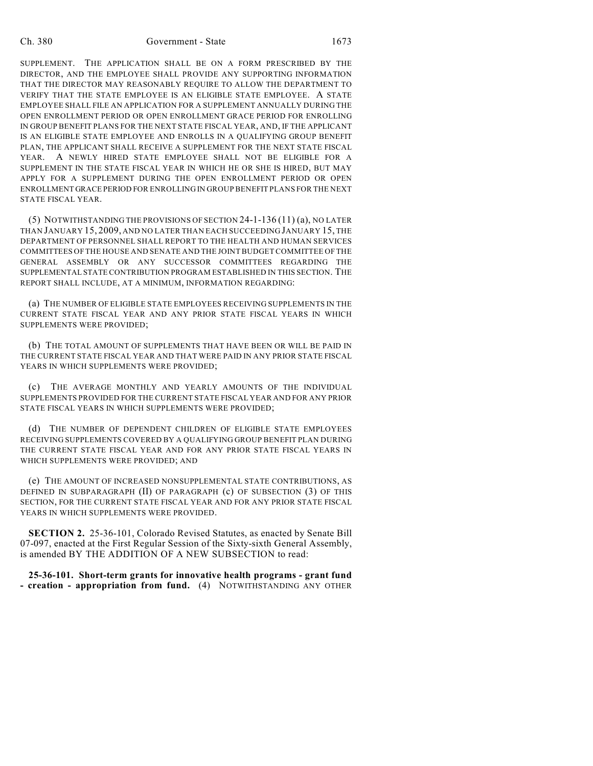SUPPLEMENT. THE APPLICATION SHALL BE ON A FORM PRESCRIBED BY THE DIRECTOR, AND THE EMPLOYEE SHALL PROVIDE ANY SUPPORTING INFORMATION THAT THE DIRECTOR MAY REASONABLY REQUIRE TO ALLOW THE DEPARTMENT TO VERIFY THAT THE STATE EMPLOYEE IS AN ELIGIBLE STATE EMPLOYEE. A STATE EMPLOYEE SHALL FILE AN APPLICATION FOR A SUPPLEMENT ANNUALLY DURING THE OPEN ENROLLMENT PERIOD OR OPEN ENROLLMENT GRACE PERIOD FOR ENROLLING IN GROUP BENEFIT PLANS FOR THE NEXT STATE FISCAL YEAR, AND, IF THE APPLICANT IS AN ELIGIBLE STATE EMPLOYEE AND ENROLLS IN A QUALIFYING GROUP BENEFIT PLAN, THE APPLICANT SHALL RECEIVE A SUPPLEMENT FOR THE NEXT STATE FISCAL YEAR. A NEWLY HIRED STATE EMPLOYEE SHALL NOT BE ELIGIBLE FOR A SUPPLEMENT IN THE STATE FISCAL YEAR IN WHICH HE OR SHE IS HIRED, BUT MAY APPLY FOR A SUPPLEMENT DURING THE OPEN ENROLLMENT PERIOD OR OPEN ENROLLMENT GRACE PERIOD FOR ENROLLING IN GROUP BENEFIT PLANS FOR THE NEXT STATE FISCAL YEAR.

(5) NOTWITHSTANDING THE PROVISIONS OF SECTION 24-1-136 (11) (a), NO LATER THAN JANUARY 15, 2009, AND NO LATER THAN EACH SUCCEEDING JANUARY 15, THE DEPARTMENT OF PERSONNEL SHALL REPORT TO THE HEALTH AND HUMAN SERVICES COMMITTEES OF THE HOUSE AND SENATE AND THE JOINT BUDGET COMMITTEE OF THE GENERAL ASSEMBLY OR ANY SUCCESSOR COMMITTEES REGARDING THE SUPPLEMENTAL STATE CONTRIBUTION PROGRAM ESTABLISHED IN THIS SECTION. THE REPORT SHALL INCLUDE, AT A MINIMUM, INFORMATION REGARDING:

(a) THE NUMBER OF ELIGIBLE STATE EMPLOYEES RECEIVING SUPPLEMENTS IN THE CURRENT STATE FISCAL YEAR AND ANY PRIOR STATE FISCAL YEARS IN WHICH SUPPLEMENTS WERE PROVIDED;

(b) THE TOTAL AMOUNT OF SUPPLEMENTS THAT HAVE BEEN OR WILL BE PAID IN THE CURRENT STATE FISCAL YEAR AND THAT WERE PAID IN ANY PRIOR STATE FISCAL YEARS IN WHICH SUPPLEMENTS WERE PROVIDED;

(c) THE AVERAGE MONTHLY AND YEARLY AMOUNTS OF THE INDIVIDUAL SUPPLEMENTS PROVIDED FOR THE CURRENT STATE FISCAL YEAR AND FOR ANY PRIOR STATE FISCAL YEARS IN WHICH SUPPLEMENTS WERE PROVIDED;

(d) THE NUMBER OF DEPENDENT CHILDREN OF ELIGIBLE STATE EMPLOYEES RECEIVING SUPPLEMENTS COVERED BY A QUALIFYING GROUP BENEFIT PLAN DURING THE CURRENT STATE FISCAL YEAR AND FOR ANY PRIOR STATE FISCAL YEARS IN WHICH SUPPLEMENTS WERE PROVIDED; AND

(e) THE AMOUNT OF INCREASED NONSUPPLEMENTAL STATE CONTRIBUTIONS, AS DEFINED IN SUBPARAGRAPH (II) OF PARAGRAPH (c) OF SUBSECTION (3) OF THIS SECTION, FOR THE CURRENT STATE FISCAL YEAR AND FOR ANY PRIOR STATE FISCAL YEARS IN WHICH SUPPLEMENTS WERE PROVIDED.

**SECTION 2.** 25-36-101, Colorado Revised Statutes, as enacted by Senate Bill 07-097, enacted at the First Regular Session of the Sixty-sixth General Assembly, is amended BY THE ADDITION OF A NEW SUBSECTION to read:

**25-36-101. Short-term grants for innovative health programs - grant fund - creation - appropriation from fund.** (4) NOTWITHSTANDING ANY OTHER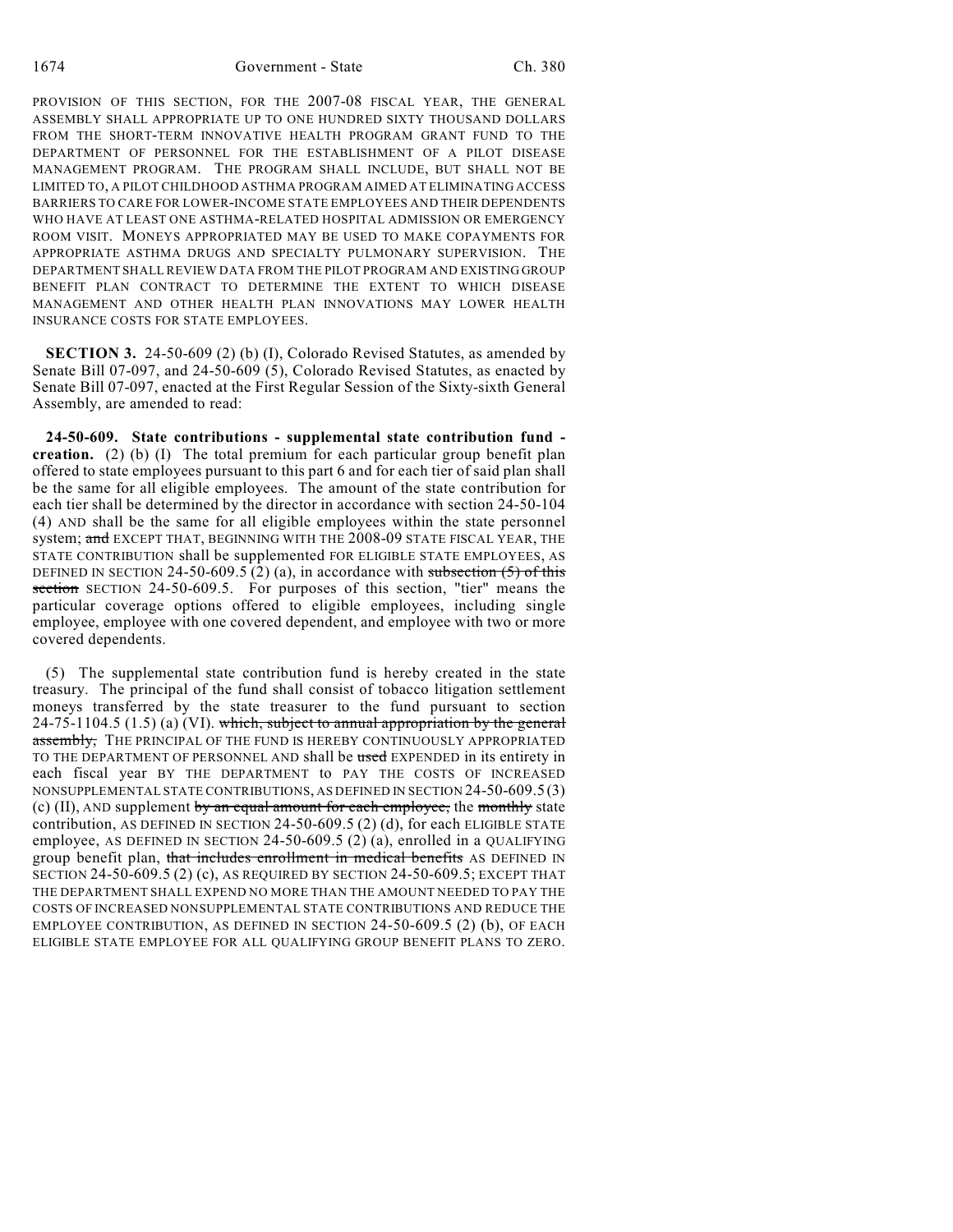PROVISION OF THIS SECTION, FOR THE 2007-08 FISCAL YEAR, THE GENERAL ASSEMBLY SHALL APPROPRIATE UP TO ONE HUNDRED SIXTY THOUSAND DOLLARS FROM THE SHORT-TERM INNOVATIVE HEALTH PROGRAM GRANT FUND TO THE DEPARTMENT OF PERSONNEL FOR THE ESTABLISHMENT OF A PILOT DISEASE MANAGEMENT PROGRAM. THE PROGRAM SHALL INCLUDE, BUT SHALL NOT BE LIMITED TO, A PILOT CHILDHOOD ASTHMA PROGRAM AIMED AT ELIMINATING ACCESS BARRIERS TO CARE FOR LOWER-INCOME STATE EMPLOYEES AND THEIR DEPENDENTS WHO HAVE AT LEAST ONE ASTHMA-RELATED HOSPITAL ADMISSION OR EMERGENCY ROOM VISIT. MONEYS APPROPRIATED MAY BE USED TO MAKE COPAYMENTS FOR APPROPRIATE ASTHMA DRUGS AND SPECIALTY PULMONARY SUPERVISION. THE DEPARTMENT SHALL REVIEW DATA FROM THE PILOT PROGRAM AND EXISTING GROUP BENEFIT PLAN CONTRACT TO DETERMINE THE EXTENT TO WHICH DISEASE MANAGEMENT AND OTHER HEALTH PLAN INNOVATIONS MAY LOWER HEALTH INSURANCE COSTS FOR STATE EMPLOYEES.

**SECTION 3.** 24-50-609 (2) (b) (I), Colorado Revised Statutes, as amended by Senate Bill 07-097, and 24-50-609 (5), Colorado Revised Statutes, as enacted by Senate Bill 07-097, enacted at the First Regular Session of the Sixty-sixth General Assembly, are amended to read:

**24-50-609. State contributions - supplemental state contribution fund - creation.** (2) (b) (I) The total premium for each particular group benefit plan offered to state employees pursuant to this part 6 and for each tier of said plan shall be the same for all eligible employees. The amount of the state contribution for each tier shall be determined by the director in accordance with section 24-50-104 (4) AND shall be the same for all eligible employees within the state personnel system; ~~and~~ EXCEPT THAT, BEGINNING WITH THE 2008-09 STATE FISCAL YEAR, THE STATE CONTRIBUTION shall be supplemented FOR ELIGIBLE STATE EMPLOYEES, AS DEFINED IN SECTION 24-50-609.5 (2) (a), in accordance with ~~subsection (5) of this section~~ SECTION 24-50-609.5. For purposes of this section, "tier" means the particular coverage options offered to eligible employees, including single employee, employee with one covered dependent, and employee with two or more covered dependents.

(5) The supplemental state contribution fund is hereby created in the state treasury. The principal of the fund shall consist of tobacco litigation settlement moneys transferred by the state treasurer to the fund pursuant to section 24-75-1104.5 (1.5) (a) (VI). ~~which, subject to annual appropriation by the general assembly,~~ THE PRINCIPAL OF THE FUND IS HEREBY CONTINUOUSLY APPROPRIATED TO THE DEPARTMENT OF PERSONNEL AND shall be ~~used~~ EXPENDED in its entirety in each fiscal year BY THE DEPARTMENT to PAY THE COSTS OF INCREASED NONSUPPLEMENTAL STATE CONTRIBUTIONS, AS DEFINED IN SECTION 24-50-609.5 (3) (c) (II), AND supplement ~~by an equal amount for each employee,~~ the ~~monthly~~ state contribution, AS DEFINED IN SECTION 24-50-609.5 (2) (d), for each ELIGIBLE STATE employee, AS DEFINED IN SECTION 24-50-609.5 (2) (a), enrolled in a QUALIFYING group benefit plan, ~~that includes enrollment in medical benefits~~ AS DEFINED IN SECTION 24-50-609.5 (2) (c), AS REQUIRED BY SECTION 24-50-609.5; EXCEPT THAT THE DEPARTMENT SHALL EXPEND NO MORE THAN THE AMOUNT NEEDED TO PAY THE COSTS OF INCREASED NONSUPPLEMENTAL STATE CONTRIBUTIONS AND REDUCE THE EMPLOYEE CONTRIBUTION, AS DEFINED IN SECTION 24-50-609.5 (2) (b), OF EACH ELIGIBLE STATE EMPLOYEE FOR ALL QUALIFYING GROUP BENEFIT PLANS TO ZERO.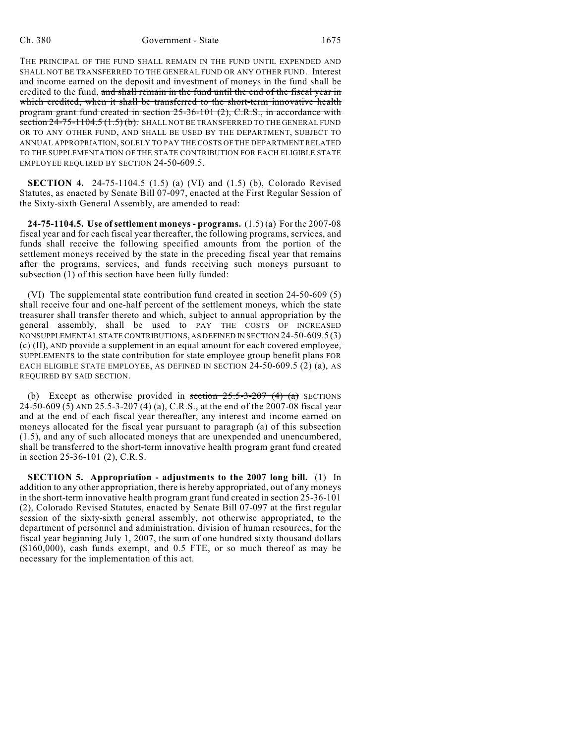THE PRINCIPAL OF THE FUND SHALL REMAIN IN THE FUND UNTIL EXPENDED AND SHALL NOT BE TRANSFERRED TO THE GENERAL FUND OR ANY OTHER FUND. Interest and income earned on the deposit and investment of moneys in the fund shall be credited to the fund, ~~and shall remain in the fund until the end of the fiscal year in which credited, when it shall be transferred to the short-term innovative health program grant fund created in section 25-36-101 (2), C.R.S., in accordance with section 24-75-1104.5 (1.5) (b).~~ SHALL NOT BE TRANSFERRED TO THE GENERAL FUND OR TO ANY OTHER FUND, AND SHALL BE USED BY THE DEPARTMENT, SUBJECT TO ANNUAL APPROPRIATION, SOLELY TO PAY THE COSTS OF THE DEPARTMENT RELATED TO THE SUPPLEMENTATION OF THE STATE CONTRIBUTION FOR EACH ELIGIBLE STATE EMPLOYEE REQUIRED BY SECTION 24-50-609.5.

**SECTION 4.** 24-75-1104.5 (1.5) (a) (VI) and (1.5) (b), Colorado Revised Statutes, as enacted by Senate Bill 07-097, enacted at the First Regular Session of the Sixty-sixth General Assembly, are amended to read:

**24-75-1104.5. Use of settlement moneys - programs.** (1.5) (a) For the 2007-08 fiscal year and for each fiscal year thereafter, the following programs, services, and funds shall receive the following specified amounts from the portion of the settlement moneys received by the state in the preceding fiscal year that remains after the programs, services, and funds receiving such moneys pursuant to subsection (1) of this section have been fully funded:

(VI) The supplemental state contribution fund created in section 24-50-609 (5) shall receive four and one-half percent of the settlement moneys, which the state treasurer shall transfer thereto and which, subject to annual appropriation by the general assembly, shall be used to PAY THE COSTS OF INCREASED NONSUPPLEMENTAL STATE CONTRIBUTIONS, AS DEFINED IN SECTION 24-50-609.5 (3) (c) (II), AND provide ~~a supplement in an equal amount for each covered employee,~~ SUPPLEMENTS to the state contribution for state employee group benefit plans FOR EACH ELIGIBLE STATE EMPLOYEE, AS DEFINED IN SECTION 24-50-609.5 (2) (a), AS REQUIRED BY SAID SECTION.

(b) Except as otherwise provided in ~~section 25.5-3-207 (4) (a)~~ SECTIONS 24-50-609 (5) AND 25.5-3-207 (4) (a), C.R.S., at the end of the 2007-08 fiscal year and at the end of each fiscal year thereafter, any interest and income earned on moneys allocated for the fiscal year pursuant to paragraph (a) of this subsection (1.5), and any of such allocated moneys that are unexpended and unencumbered, shall be transferred to the short-term innovative health program grant fund created in section 25-36-101 (2), C.R.S.

**SECTION 5. Appropriation - adjustments to the 2007 long bill.** (1) In addition to any other appropriation, there is hereby appropriated, out of any moneys in the short-term innovative health program grant fund created in section 25-36-101 (2), Colorado Revised Statutes, enacted by Senate Bill 07-097 at the first regular session of the sixty-sixth general assembly, not otherwise appropriated, to the department of personnel and administration, division of human resources, for the fiscal year beginning July 1, 2007, the sum of one hundred sixty thousand dollars ($160,000), cash funds exempt, and 0.5 FTE, or so much thereof as may be necessary for the implementation of this act.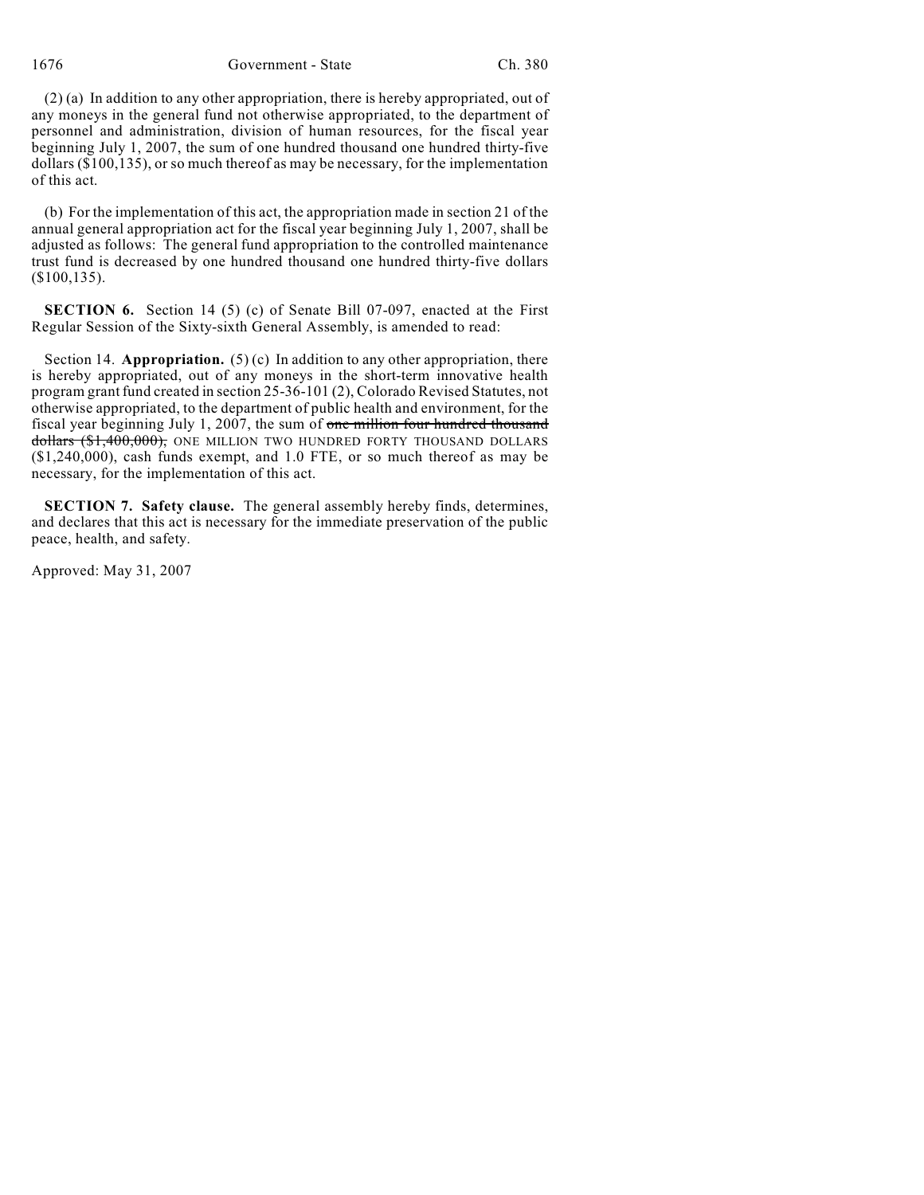(2) (a) In addition to any other appropriation, there is hereby appropriated, out of any moneys in the general fund not otherwise appropriated, to the department of personnel and administration, division of human resources, for the fiscal year beginning July 1, 2007, the sum of one hundred thousand one hundred thirty-five dollars ($100,135), or so much thereof as may be necessary, for the implementation of this act.

(b) For the implementation of this act, the appropriation made in section 21 of the annual general appropriation act for the fiscal year beginning July 1, 2007, shall be adjusted as follows: The general fund appropriation to the controlled maintenance trust fund is decreased by one hundred thousand one hundred thirty-five dollars ($100,135).

**SECTION 6.** Section 14 (5) (c) of Senate Bill 07-097, enacted at the First Regular Session of the Sixty-sixth General Assembly, is amended to read:

Section 14. **Appropriation.** (5) (c) In addition to any other appropriation, there is hereby appropriated, out of any moneys in the short-term innovative health program grant fund created in section 25-36-101 (2), Colorado Revised Statutes, not otherwise appropriated, to the department of public health and environment, for the fiscal year beginning July 1, 2007, the sum of ~~one million four hundred thousand dollars ($1,400,000),~~ ONE MILLION TWO HUNDRED FORTY THOUSAND DOLLARS ($1,240,000), cash funds exempt, and 1.0 FTE, or so much thereof as may be necessary, for the implementation of this act.

**SECTION 7. Safety clause.** The general assembly hereby finds, determines, and declares that this act is necessary for the immediate preservation of the public peace, health, and safety.

Approved: May 31, 2007